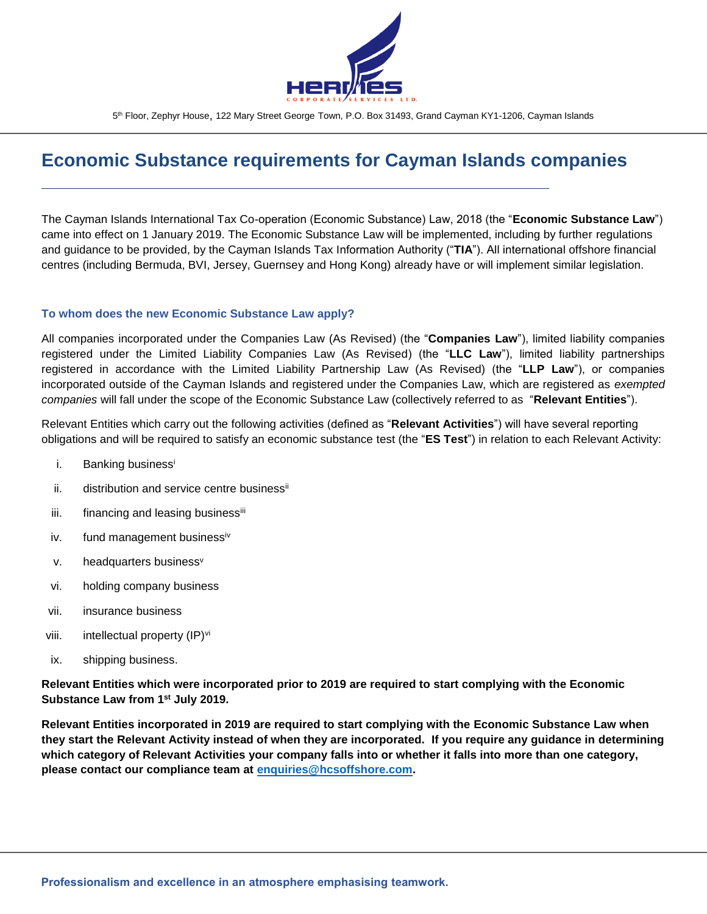5th Floor, Zephyr House, 122 Mary Street George Town, P.O. Box 31493, Grand Cayman KY1-1206, Cayman Islands

# Economic Substance requirements for Cayman Islands companies

The Cayman Islands International Tax Co-operation (Economic Substance) Law, 2018 (the "**Economic Substance Law**") came into effect on 1 January 2019. The Economic Substance Law will be implemented, including by further regulations and guidance to be provided, by the Cayman Islands Tax Information Authority ("**TIA**"). All international offshore financial centres (including Bermuda, BVI, Jersey, Guernsey and Hong Kong) already have or will implement similar legislation.

### To whom does the new Economic Substance Law apply?

All companies incorporated under the Companies Law (As Revised) (the "**Companies Law**"), limited liability companies registered under the Limited Liability Companies Law (As Revised) (the "**LLC Law**"), limited liability partnerships registered in accordance with the Limited Liability Partnership Law (As Revised) (the "**LLP Law**"), or companies incorporated outside of the Cayman Islands and registered under the Companies Law, which are registered as *exempted companies* will fall under the scope of the Economic Substance Law (collectively referred to as "**Relevant Entities**").

Relevant Entities which carry out the following activities (defined as "**Relevant Activities**") will have several reporting obligations and will be required to satisfy an economic substance test (the "**ES Test**") in relation to each Relevant Activity:

i. Banking business[i]

ii. distribution and service centre business[ii]

iii. financing and leasing business[iii]

iv. fund management business[iv]

v. headquarters business[v]

vi. holding company business

vii. insurance business

viii. intellectual property (IP)[vi]

ix. shipping business.

**Relevant Entities which were incorporated prior to 2019 are required to start complying with the Economic Substance Law from 1st July 2019.**

**Relevant Entities incorporated in 2019 are required to start complying with the Economic Substance Law when they start the Relevant Activity instead of when they are incorporated. If you require any guidance in determining which category of Relevant Activities your company falls into or whether it falls into more than one category, please contact our compliance team at enquiries@hcsoffshore.com.**

**Professionalism and excellence in an atmosphere emphasising teamwork.**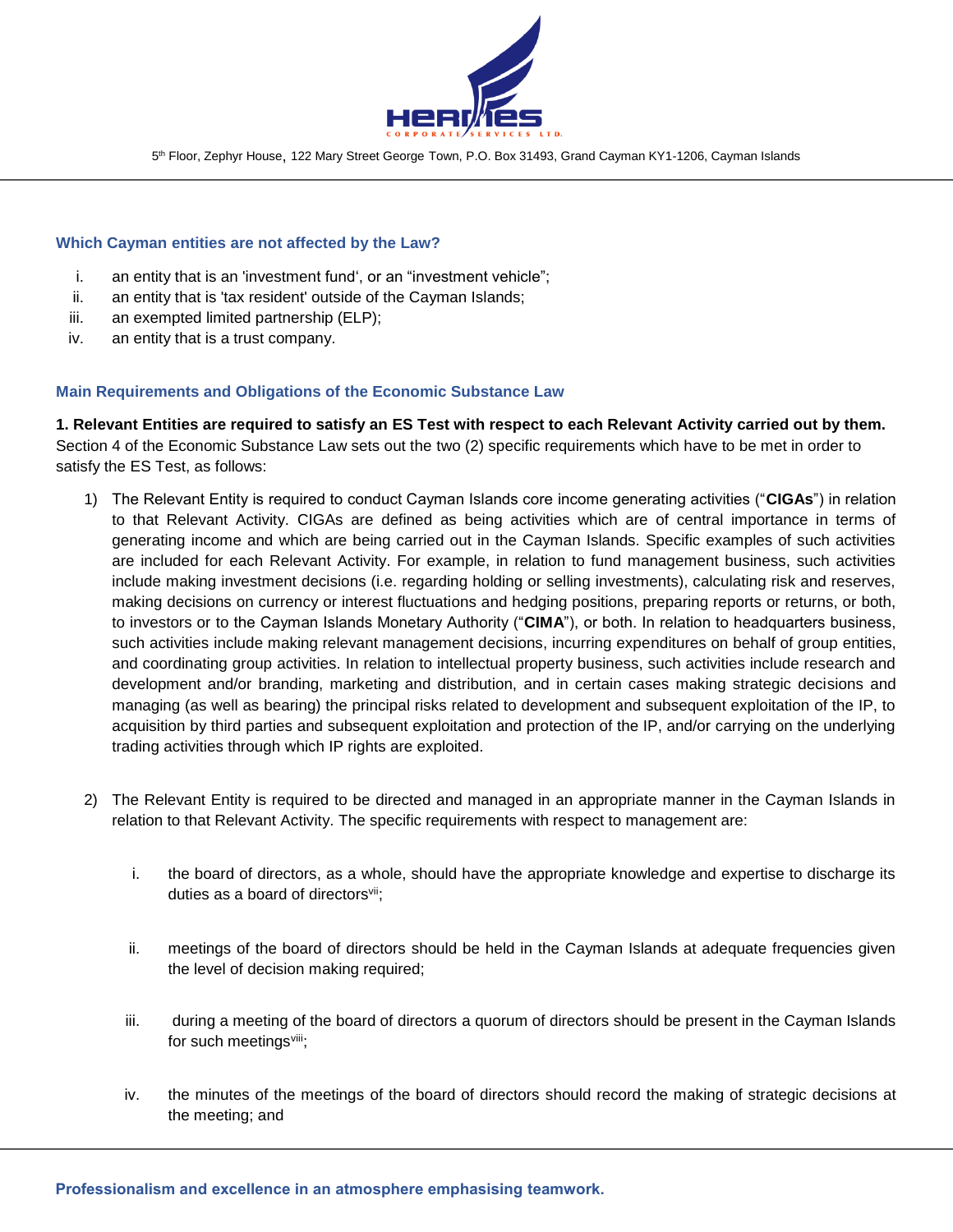### Which Cayman entities are not affected by the Law?

i. an entity that is an 'investment fund', or an "investment vehicle";
ii. an entity that is 'tax resident' outside of the Cayman Islands;
iii. an exempted limited partnership (ELP);
iv. an entity that is a trust company.

### Main Requirements and Obligations of the Economic Substance Law

**1. Relevant Entities are required to satisfy an ES Test with respect to each Relevant Activity carried out by them.** Section 4 of the Economic Substance Law sets out the two (2) specific requirements which have to be met in order to satisfy the ES Test, as follows:

1) The Relevant Entity is required to conduct Cayman Islands core income generating activities ("**CIGAs**") in relation to that Relevant Activity. CIGAs are defined as being activities which are of central importance in terms of generating income and which are being carried out in the Cayman Islands. Specific examples of such activities are included for each Relevant Activity. For example, in relation to fund management business, such activities include making investment decisions (i.e. regarding holding or selling investments), calculating risk and reserves, making decisions on currency or interest fluctuations and hedging positions, preparing reports or returns, or both, to investors or to the Cayman Islands Monetary Authority ("**CIMA**"), or both. In relation to headquarters business, such activities include making relevant management decisions, incurring expenditures on behalf of group entities, and coordinating group activities. In relation to intellectual property business, such activities include research and development and/or branding, marketing and distribution, and in certain cases making strategic decisions and managing (as well as bearing) the principal risks related to development and subsequent exploitation of the IP, to acquisition by third parties and subsequent exploitation and protection of the IP, and/or carrying on the underlying trading activities through which IP rights are exploited.

2) The Relevant Entity is required to be directed and managed in an appropriate manner in the Cayman Islands in relation to that Relevant Activity. The specific requirements with respect to management are:

   i. the board of directors, as a whole, should have the appropriate knowledge and expertise to discharge its duties as a board of directors[vii];

   ii. meetings of the board of directors should be held in the Cayman Islands at adequate frequencies given the level of decision making required;

   iii. during a meeting of the board of directors a quorum of directors should be present in the Cayman Islands for such meetings[viii];

   iv. the minutes of the meetings of the board of directors should record the making of strategic decisions at the meeting; and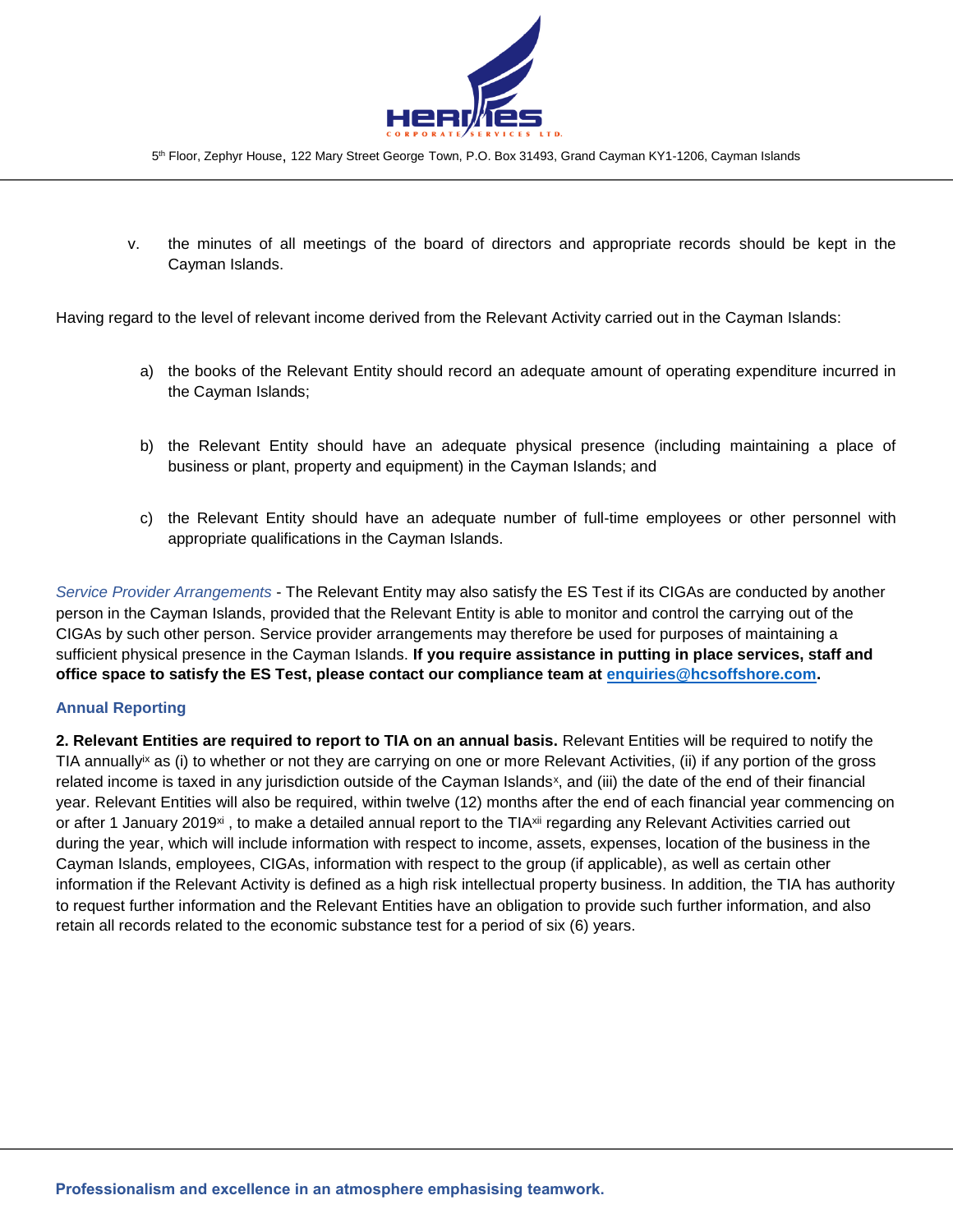v. the minutes of all meetings of the board of directors and appropriate records should be kept in the Cayman Islands.

Having regard to the level of relevant income derived from the Relevant Activity carried out in the Cayman Islands:

a) the books of the Relevant Entity should record an adequate amount of operating expenditure incurred in the Cayman Islands;

b) the Relevant Entity should have an adequate physical presence (including maintaining a place of business or plant, property and equipment) in the Cayman Islands; and

c) the Relevant Entity should have an adequate number of full-time employees or other personnel with appropriate qualifications in the Cayman Islands.

*Service Provider Arrangements* - The Relevant Entity may also satisfy the ES Test if its CIGAs are conducted by another person in the Cayman Islands, provided that the Relevant Entity is able to monitor and control the carrying out of the CIGAs by such other person. Service provider arrangements may therefore be used for purposes of maintaining a sufficient physical presence in the Cayman Islands. **If you require assistance in putting in place services, staff and office space to satisfy the ES Test, please contact our compliance team at enquiries@hcsoffshore.com.**

### Annual Reporting

**2. Relevant Entities are required to report to TIA on an annual basis.** Relevant Entities will be required to notify the TIA annually[ix] as (i) to whether or not they are carrying on one or more Relevant Activities, (ii) if any portion of the gross related income is taxed in any jurisdiction outside of the Cayman Islands[x], and (iii) the date of the end of their financial year. Relevant Entities will also be required, within twelve (12) months after the end of each financial year commencing on or after 1 January 2019[xi] , to make a detailed annual report to the TIA[xii] regarding any Relevant Activities carried out during the year, which will include information with respect to income, assets, expenses, location of the business in the Cayman Islands, employees, CIGAs, information with respect to the group (if applicable), as well as certain other information if the Relevant Activity is defined as a high risk intellectual property business. In addition, the TIA has authority to request further information and the Relevant Entities have an obligation to provide such further information, and also retain all records related to the economic substance test for a period of six (6) years.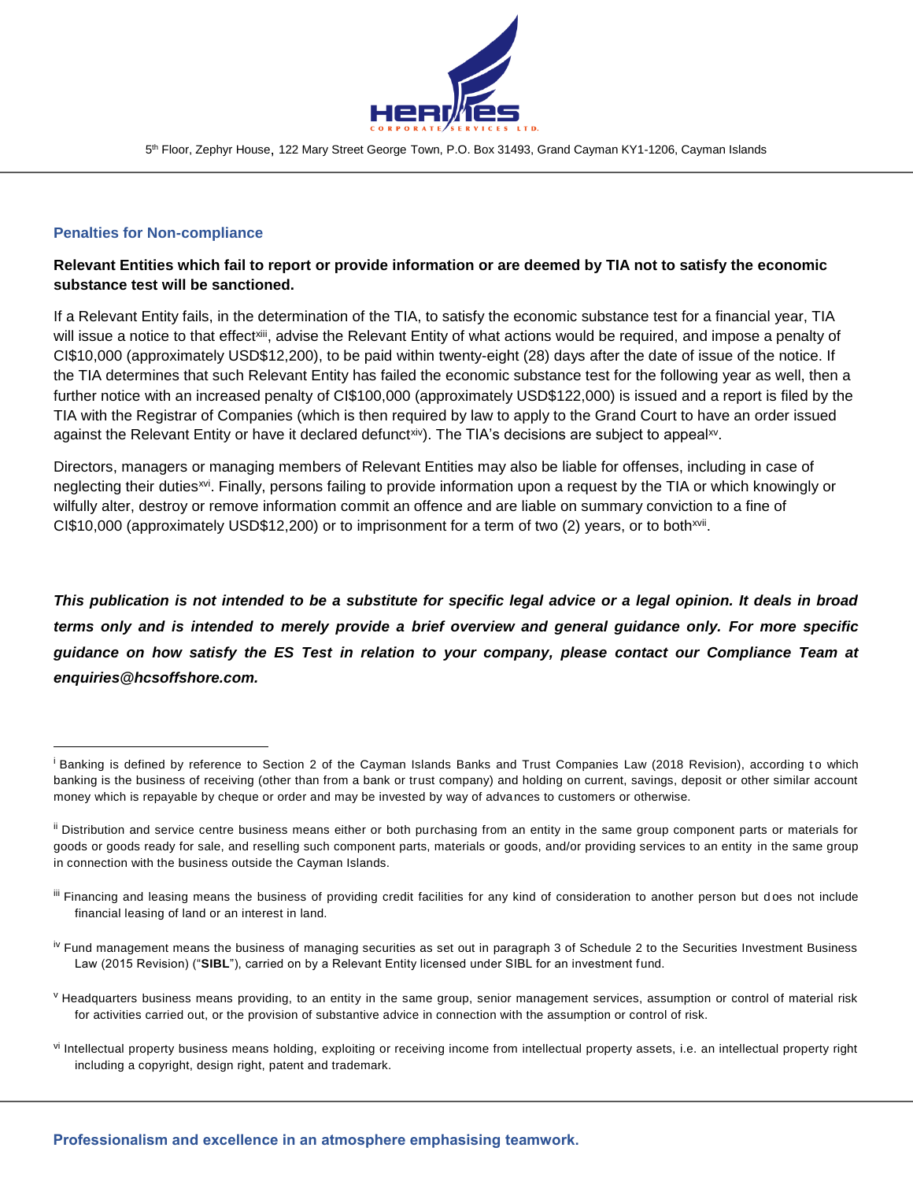## Penalties for Non-compliance

**Relevant Entities which fail to report or provide information or are deemed by TIA not to satisfy the economic substance test will be sanctioned.**

If a Relevant Entity fails, in the determination of the TIA, to satisfy the economic substance test for a financial year, TIA will issue a notice to that effect[xiii], advise the Relevant Entity of what actions would be required, and impose a penalty of CI$10,000 (approximately USD$12,200), to be paid within twenty-eight (28) days after the date of issue of the notice. If the TIA determines that such Relevant Entity has failed the economic substance test for the following year as well, then a further notice with an increased penalty of CI$100,000 (approximately USD$122,000) is issued and a report is filed by the TIA with the Registrar of Companies (which is then required by law to apply to the Grand Court to have an order issued against the Relevant Entity or have it declared defunct[xiv]). The TIA's decisions are subject to appeal[xv].

Directors, managers or managing members of Relevant Entities may also be liable for offenses, including in case of neglecting their duties[xvi]. Finally, persons failing to provide information upon a request by the TIA or which knowingly or wilfully alter, destroy or remove information commit an offence and are liable on summary conviction to a fine of CI$10,000 (approximately USD$12,200) or to imprisonment for a term of two (2) years, or to both[xvii].

***This publication is not intended to be a substitute for specific legal advice or a legal opinion. It deals in broad terms only and is intended to merely provide a brief overview and general guidance only. For more specific guidance on how satisfy the ES Test in relation to your company, please contact our Compliance Team at enquiries@hcsoffshore.com.***

---

[i] Banking is defined by reference to Section 2 of the Cayman Islands Banks and Trust Companies Law (2018 Revision), according to which banking is the business of receiving (other than from a bank or trust company) and holding on current, savings, deposit or other similar account money which is repayable by cheque or order and may be invested by way of advances to customers or otherwise.

[ii] Distribution and service centre business means either or both purchasing from an entity in the same group component parts or materials for goods or goods ready for sale, and reselling such component parts, materials or goods, and/or providing services to an entity in the same group in connection with the business outside the Cayman Islands.

[iii] Financing and leasing means the business of providing credit facilities for any kind of consideration to another person but does not include financial leasing of land or an interest in land.

[iv] Fund management means the business of managing securities as set out in paragraph 3 of Schedule 2 to the Securities Investment Business Law (2015 Revision) ("**SIBL**"), carried on by a Relevant Entity licensed under SIBL for an investment fund.

[v] Headquarters business means providing, to an entity in the same group, senior management services, assumption or control of material risk for activities carried out, or the provision of substantive advice in connection with the assumption or control of risk.

[vi] Intellectual property business means holding, exploiting or receiving income from intellectual property assets, i.e. an intellectual property right including a copyright, design right, patent and trademark.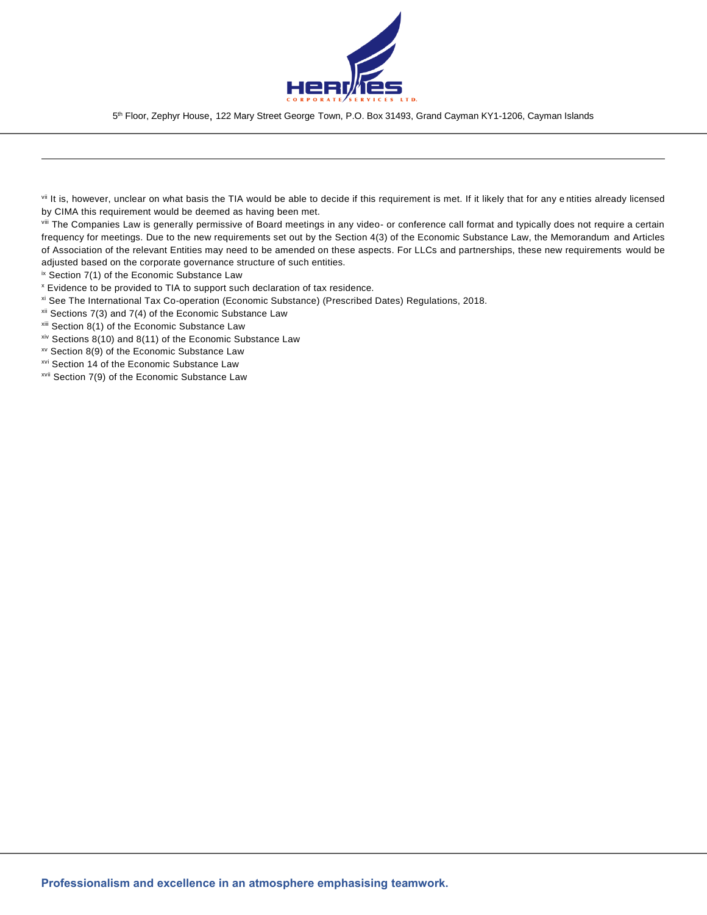[vii] It is, however, unclear on what basis the TIA would be able to decide if this requirement is met. If it likely that for any entities already licensed by CIMA this requirement would be deemed as having been met.

[viii] The Companies Law is generally permissive of Board meetings in any video- or conference call format and typically does not require a certain frequency for meetings. Due to the new requirements set out by the Section 4(3) of the Economic Substance Law, the Memorandum and Articles of Association of the relevant Entities may need to be amended on these aspects. For LLCs and partnerships, these new requirements would be adjusted based on the corporate governance structure of such entities.

[ix] Section 7(1) of the Economic Substance Law

[x] Evidence to be provided to TIA to support such declaration of tax residence.

[xi] See The International Tax Co-operation (Economic Substance) (Prescribed Dates) Regulations, 2018.

[xii] Sections 7(3) and 7(4) of the Economic Substance Law

[xiii] Section 8(1) of the Economic Substance Law

[xiv] Sections 8(10) and 8(11) of the Economic Substance Law

[xv] Section 8(9) of the Economic Substance Law

[xvi] Section 14 of the Economic Substance Law

[xvii] Section 7(9) of the Economic Substance Law